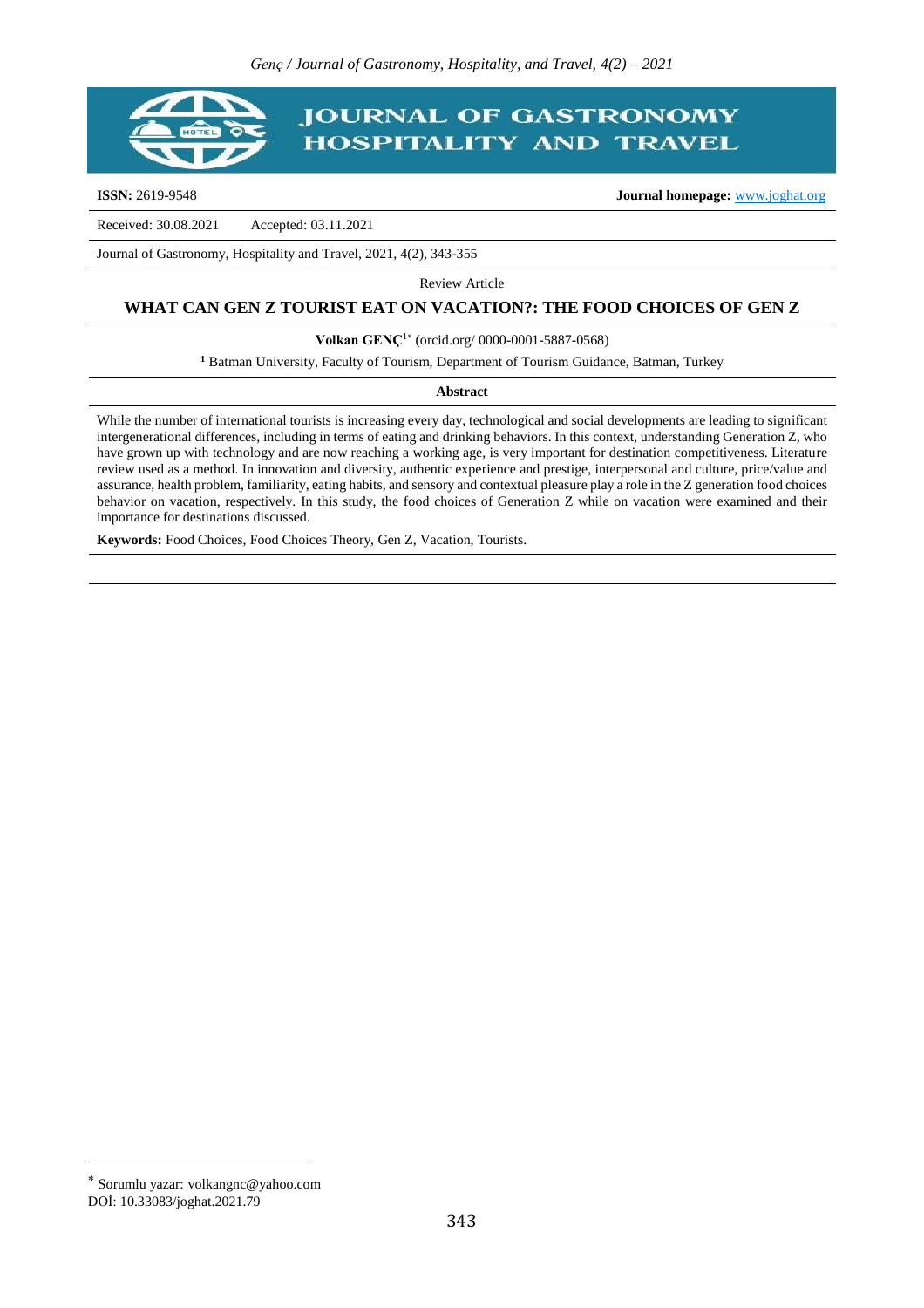**ISSN:** 2619-9548 **Journal homepage:** www.joghat.org

Received: 30.08.2021 Accepted: 03.11.2021

Journal of Gastronomy, Hospitality and Travel, 2021, 4(2), 343-355

Review Article

# WHAT CAN GEN Z TOURIST EAT ON VACATION?: THE FOOD CHOICES OF GEN Z

**Volkan GENÇ**[1*] (orcid.org/ 0000-0001-5887-0568)

[1] Batman University, Faculty of Tourism, Department of Tourism Guidance, Batman, Turkey

## Abstract

While the number of international tourists is increasing every day, technological and social developments are leading to significant intergenerational differences, including in terms of eating and drinking behaviors. In this context, understanding Generation Z, who have grown up with technology and are now reaching a working age, is very important for destination competitiveness. Literature review used as a method. In innovation and diversity, authentic experience and prestige, interpersonal and culture, price/value and assurance, health problem, familiarity, eating habits, and sensory and contextual pleasure play a role in the Z generation food choices behavior on vacation, respectively. In this study, the food choices of Generation Z while on vacation were examined and their importance for destinations discussed.

**Keywords:** Food Choices, Food Choices Theory, Gen Z, Vacation, Tourists.

---

[*] Sorumlu yazar: volkangnc@yahoo.com

DOİ: 10.33083/joghat.2021.79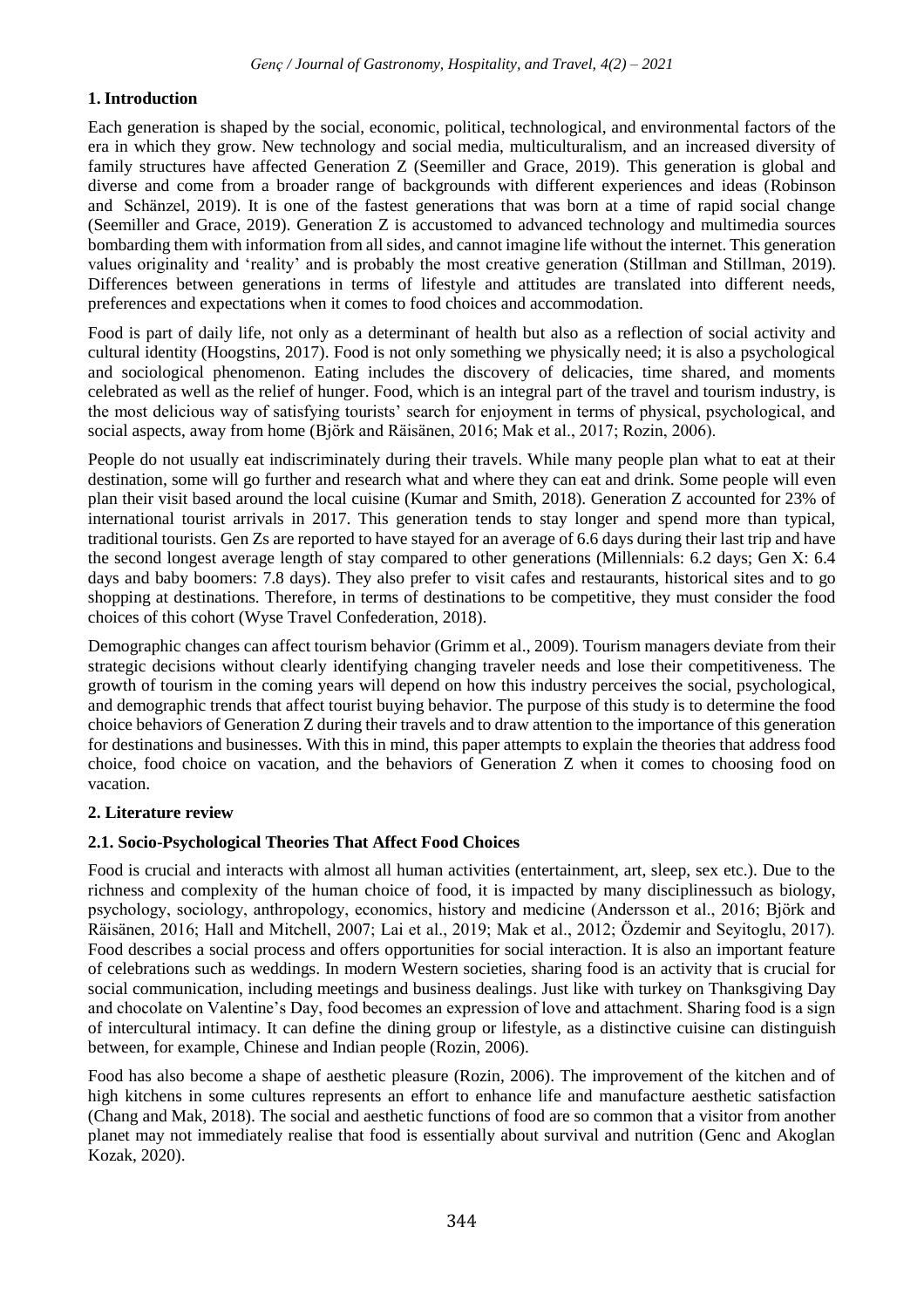## 1. Introduction

Each generation is shaped by the social, economic, political, technological, and environmental factors of the era in which they grow. New technology and social media, multiculturalism, and an increased diversity of family structures have affected Generation Z (Seemiller and Grace, 2019). This generation is global and diverse and come from a broader range of backgrounds with different experiences and ideas (Robinson and Schänzel, 2019). It is one of the fastest generations that was born at a time of rapid social change (Seemiller and Grace, 2019). Generation Z is accustomed to advanced technology and multimedia sources bombarding them with information from all sides, and cannot imagine life without the internet. This generation values originality and 'reality' and is probably the most creative generation (Stillman and Stillman, 2019). Differences between generations in terms of lifestyle and attitudes are translated into different needs, preferences and expectations when it comes to food choices and accommodation.

Food is part of daily life, not only as a determinant of health but also as a reflection of social activity and cultural identity (Hoogstins, 2017). Food is not only something we physically need; it is also a psychological and sociological phenomenon. Eating includes the discovery of delicacies, time shared, and moments celebrated as well as the relief of hunger. Food, which is an integral part of the travel and tourism industry, is the most delicious way of satisfying tourists' search for enjoyment in terms of physical, psychological, and social aspects, away from home (Björk and Räisänen, 2016; Mak et al., 2017; Rozin, 2006).

People do not usually eat indiscriminately during their travels. While many people plan what to eat at their destination, some will go further and research what and where they can eat and drink. Some people will even plan their visit based around the local cuisine (Kumar and Smith, 2018). Generation Z accounted for 23% of international tourist arrivals in 2017. This generation tends to stay longer and spend more than typical, traditional tourists. Gen Zs are reported to have stayed for an average of 6.6 days during their last trip and have the second longest average length of stay compared to other generations (Millennials: 6.2 days; Gen X: 6.4 days and baby boomers: 7.8 days). They also prefer to visit cafes and restaurants, historical sites and to go shopping at destinations. Therefore, in terms of destinations to be competitive, they must consider the food choices of this cohort (Wyse Travel Confederation, 2018).

Demographic changes can affect tourism behavior (Grimm et al., 2009). Tourism managers deviate from their strategic decisions without clearly identifying changing traveler needs and lose their competitiveness. The growth of tourism in the coming years will depend on how this industry perceives the social, psychological, and demographic trends that affect tourist buying behavior. The purpose of this study is to determine the food choice behaviors of Generation Z during their travels and to draw attention to the importance of this generation for destinations and businesses. With this in mind, this paper attempts to explain the theories that address food choice, food choice on vacation, and the behaviors of Generation Z when it comes to choosing food on vacation.

## 2. Literature review

### 2.1. Socio-Psychological Theories That Affect Food Choices

Food is crucial and interacts with almost all human activities (entertainment, art, sleep, sex etc.). Due to the richness and complexity of the human choice of food, it is impacted by many disciplinessuch as biology, psychology, sociology, anthropology, economics, history and medicine (Andersson et al., 2016; Björk and Räisänen, 2016; Hall and Mitchell, 2007; Lai et al., 2019; Mak et al., 2012; Özdemir and Seyitoglu, 2017). Food describes a social process and offers opportunities for social interaction. It is also an important feature of celebrations such as weddings. In modern Western societies, sharing food is an activity that is crucial for social communication, including meetings and business dealings. Just like with turkey on Thanksgiving Day and chocolate on Valentine's Day, food becomes an expression of love and attachment. Sharing food is a sign of intercultural intimacy. It can define the dining group or lifestyle, as a distinctive cuisine can distinguish between, for example, Chinese and Indian people (Rozin, 2006).

Food has also become a shape of aesthetic pleasure (Rozin, 2006). The improvement of the kitchen and of high kitchens in some cultures represents an effort to enhance life and manufacture aesthetic satisfaction (Chang and Mak, 2018). The social and aesthetic functions of food are so common that a visitor from another planet may not immediately realise that food is essentially about survival and nutrition (Genc and Akoglan Kozak, 2020).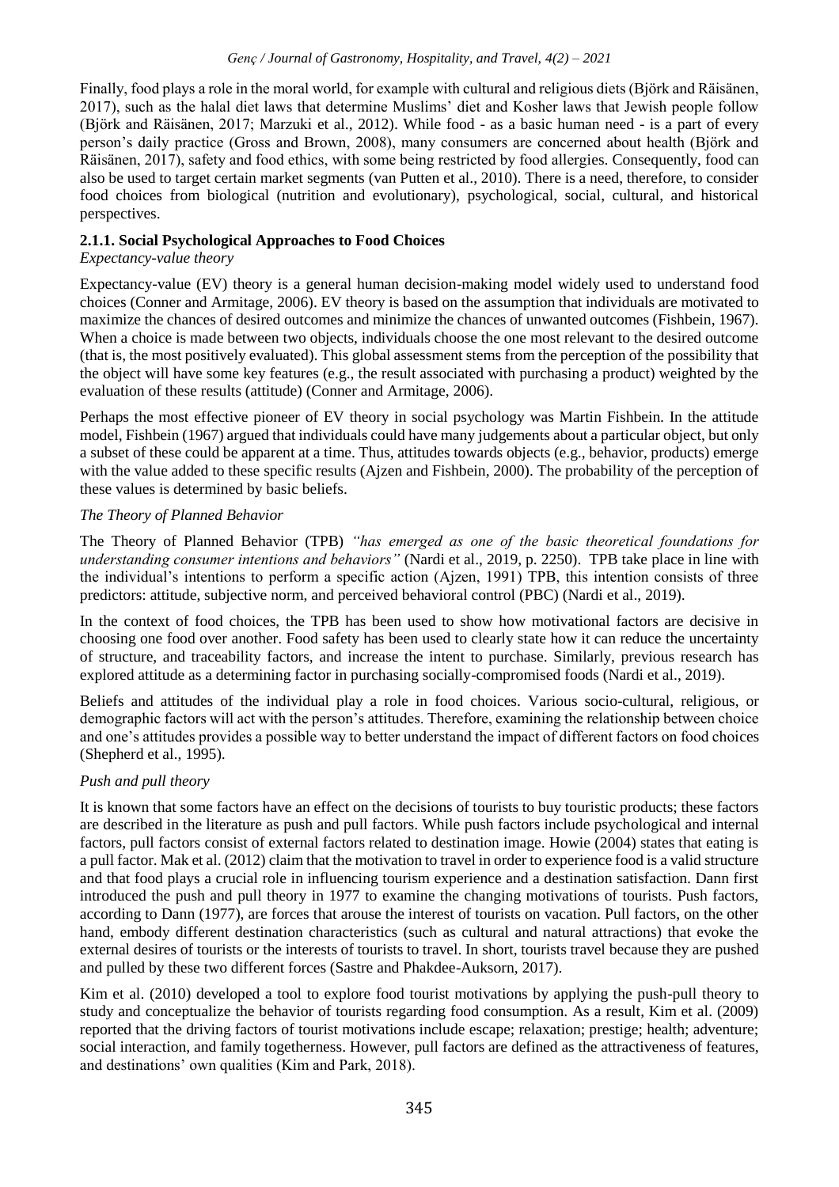Finally, food plays a role in the moral world, for example with cultural and religious diets (Björk and Räisänen, 2017), such as the halal diet laws that determine Muslims' diet and Kosher laws that Jewish people follow (Björk and Räisänen, 2017; Marzuki et al., 2012). While food - as a basic human need - is a part of every person's daily practice (Gross and Brown, 2008), many consumers are concerned about health (Björk and Räisänen, 2017), safety and food ethics, with some being restricted by food allergies. Consequently, food can also be used to target certain market segments (van Putten et al., 2010). There is a need, therefore, to consider food choices from biological (nutrition and evolutionary), psychological, social, cultural, and historical perspectives.

### 2.1.1. Social Psychological Approaches to Food Choices

*Expectancy-value theory*

Expectancy-value (EV) theory is a general human decision-making model widely used to understand food choices (Conner and Armitage, 2006). EV theory is based on the assumption that individuals are motivated to maximize the chances of desired outcomes and minimize the chances of unwanted outcomes (Fishbein, 1967). When a choice is made between two objects, individuals choose the one most relevant to the desired outcome (that is, the most positively evaluated). This global assessment stems from the perception of the possibility that the object will have some key features (e.g., the result associated with purchasing a product) weighted by the evaluation of these results (attitude) (Conner and Armitage, 2006).

Perhaps the most effective pioneer of EV theory in social psychology was Martin Fishbein. In the attitude model, Fishbein (1967) argued that individuals could have many judgements about a particular object, but only a subset of these could be apparent at a time. Thus, attitudes towards objects (e.g., behavior, products) emerge with the value added to these specific results (Ajzen and Fishbein, 2000). The probability of the perception of these values is determined by basic beliefs.

*The Theory of Planned Behavior*

The Theory of Planned Behavior (TPB) *"has emerged as one of the basic theoretical foundations for understanding consumer intentions and behaviors"* (Nardi et al., 2019, p. 2250). TPB take place in line with the individual's intentions to perform a specific action (Ajzen, 1991) TPB, this intention consists of three predictors: attitude, subjective norm, and perceived behavioral control (PBC) (Nardi et al., 2019).

In the context of food choices, the TPB has been used to show how motivational factors are decisive in choosing one food over another. Food safety has been used to clearly state how it can reduce the uncertainty of structure, and traceability factors, and increase the intent to purchase. Similarly, previous research has explored attitude as a determining factor in purchasing socially-compromised foods (Nardi et al., 2019).

Beliefs and attitudes of the individual play a role in food choices. Various socio-cultural, religious, or demographic factors will act with the person's attitudes. Therefore, examining the relationship between choice and one's attitudes provides a possible way to better understand the impact of different factors on food choices (Shepherd et al., 1995).

*Push and pull theory*

It is known that some factors have an effect on the decisions of tourists to buy touristic products; these factors are described in the literature as push and pull factors. While push factors include psychological and internal factors, pull factors consist of external factors related to destination image. Howie (2004) states that eating is a pull factor. Mak et al. (2012) claim that the motivation to travel in order to experience food is a valid structure and that food plays a crucial role in influencing tourism experience and a destination satisfaction. Dann first introduced the push and pull theory in 1977 to examine the changing motivations of tourists. Push factors, according to Dann (1977), are forces that arouse the interest of tourists on vacation. Pull factors, on the other hand, embody different destination characteristics (such as cultural and natural attractions) that evoke the external desires of tourists or the interests of tourists to travel. In short, tourists travel because they are pushed and pulled by these two different forces (Sastre and Phakdee-Auksorn, 2017).

Kim et al. (2010) developed a tool to explore food tourist motivations by applying the push-pull theory to study and conceptualize the behavior of tourists regarding food consumption. As a result, Kim et al. (2009) reported that the driving factors of tourist motivations include escape; relaxation; prestige; health; adventure; social interaction, and family togetherness. However, pull factors are defined as the attractiveness of features, and destinations' own qualities (Kim and Park, 2018).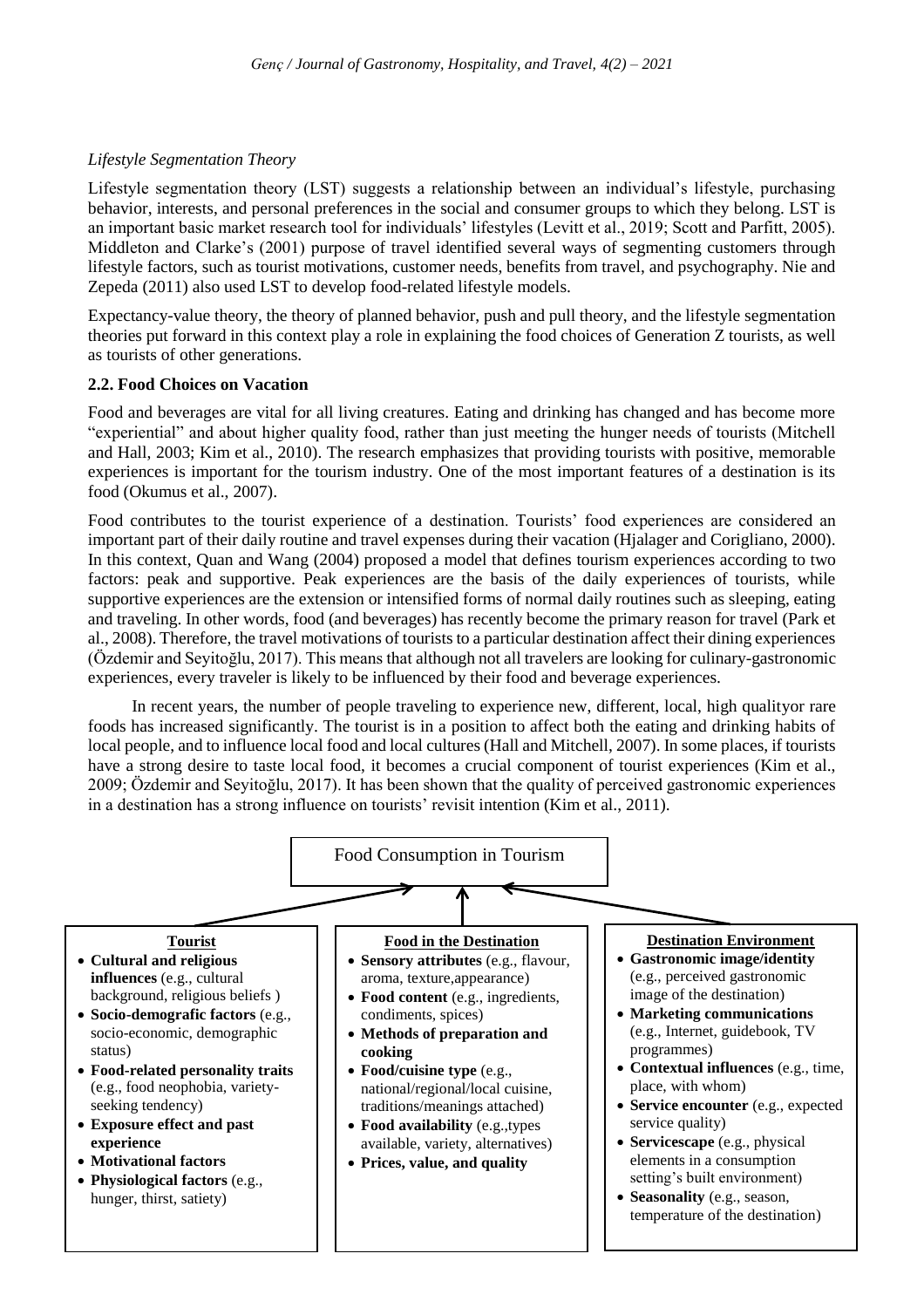*Lifestyle Segmentation Theory*

Lifestyle segmentation theory (LST) suggests a relationship between an individual's lifestyle, purchasing behavior, interests, and personal preferences in the social and consumer groups to which they belong. LST is an important basic market research tool for individuals' lifestyles (Levitt et al., 2019; Scott and Parfitt, 2005). Middleton and Clarke's (2001) purpose of travel identified several ways of segmenting customers through lifestyle factors, such as tourist motivations, customer needs, benefits from travel, and psychography. Nie and Zepeda (2011) also used LST to develop food-related lifestyle models.

Expectancy-value theory, the theory of planned behavior, push and pull theory, and the lifestyle segmentation theories put forward in this context play a role in explaining the food choices of Generation Z tourists, as well as tourists of other generations.

### 2.2. Food Choices on Vacation

Food and beverages are vital for all living creatures. Eating and drinking has changed and has become more "experiential" and about higher quality food, rather than just meeting the hunger needs of tourists (Mitchell and Hall, 2003; Kim et al., 2010). The research emphasizes that providing tourists with positive, memorable experiences is important for the tourism industry. One of the most important features of a destination is its food (Okumus et al., 2007).

Food contributes to the tourist experience of a destination. Tourists' food experiences are considered an important part of their daily routine and travel expenses during their vacation (Hjalager and Corigliano, 2000). In this context, Quan and Wang (2004) proposed a model that defines tourism experiences according to two factors: peak and supportive. Peak experiences are the basis of the daily experiences of tourists, while supportive experiences are the extension or intensified forms of normal daily routines such as sleeping, eating and traveling. In other words, food (and beverages) has recently become the primary reason for travel (Park et al., 2008). Therefore, the travel motivations of tourists to a particular destination affect their dining experiences (Özdemir and Seyitoğlu, 2017). This means that although not all travelers are looking for culinary-gastronomic experiences, every traveler is likely to be influenced by their food and beverage experiences.

In recent years, the number of people traveling to experience new, different, local, high qualityor rare foods has increased significantly. The tourist is in a position to affect both the eating and drinking habits of local people, and to influence local food and local cultures (Hall and Mitchell, 2007). In some places, if tourists have a strong desire to taste local food, it becomes a crucial component of tourist experiences (Kim et al., 2009; Özdemir and Seyitoğlu, 2017). It has been shown that the quality of perceived gastronomic experiences in a destination has a strong influence on tourists' revisit intention (Kim et al., 2011).

Food Consumption in Tourism

**Tourist**
- **Cultural and religious influences** (e.g., cultural background, religious beliefs )
- **Socio-demografic factors** (e.g., socio-economic, demographic status)
- **Food-related personality traits** (e.g., food neophobia, variety-seeking tendency)
- **Exposure effect and past experience**
- **Motivational factors**
- **Physiological factors** (e.g., hunger, thirst, satiety)

**Food in the Destination**
- **Sensory attributes** (e.g., flavour, aroma, texture,appearance)
- **Food content** (e.g., ingredients, condiments, spices)
- **Methods of preparation and cooking**
- **Food/cuisine type** (e.g., national/regional/local cuisine, traditions/meanings attached)
- **Food availability** (e.g.,types available, variety, alternatives)
- **Prices, value, and quality**

**Destination Environment**
- **Gastronomic image/identity** (e.g., perceived gastronomic image of the destination)
- **Marketing communications** (e.g., Internet, guidebook, TV programmes)
- **Contextual influences** (e.g., time, place, with whom)
- **Service encounter** (e.g., expected service quality)
- **Servicescape** (e.g., physical elements in a consumption setting's built environment)
- **Seasonality** (e.g., season, temperature of the destination)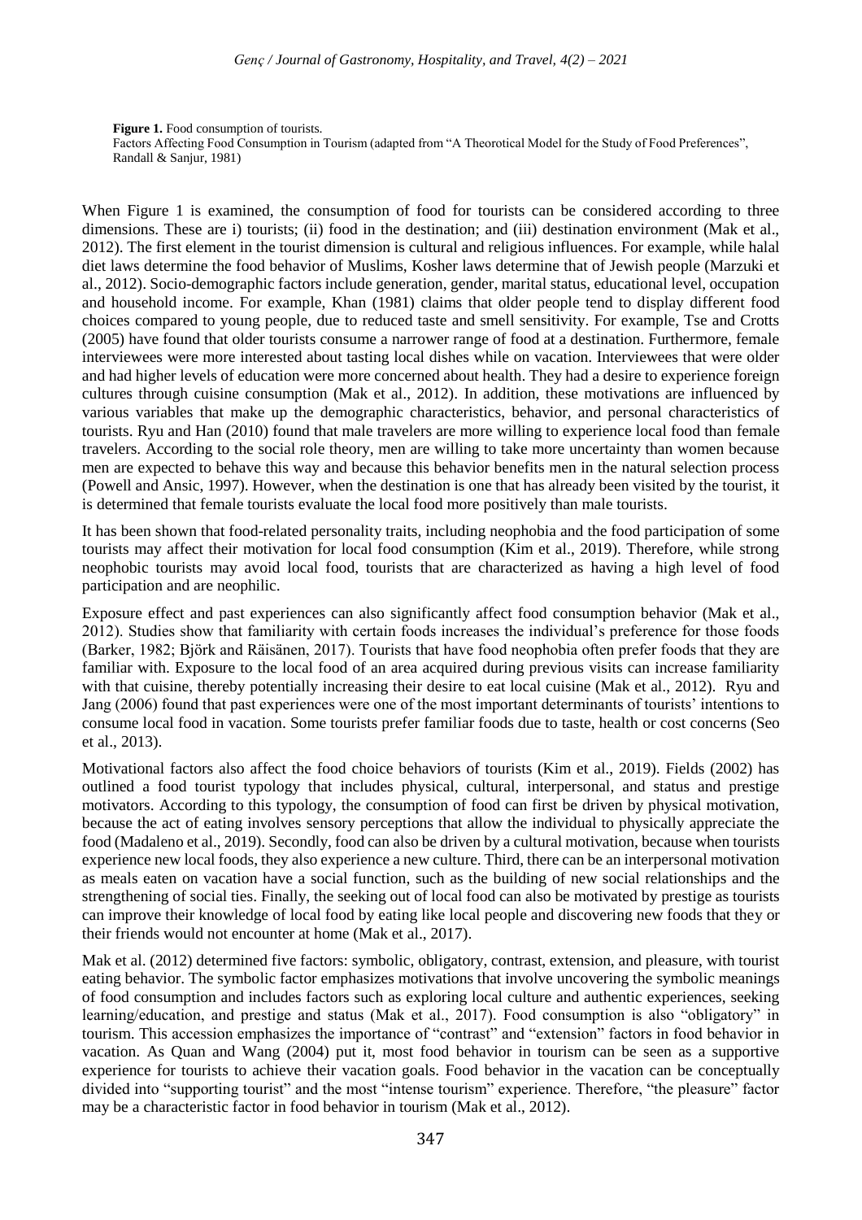**Figure 1.** Food consumption of tourists.
Factors Affecting Food Consumption in Tourism (adapted from "A Theorotical Model for the Study of Food Preferences", Randall & Sanjur, 1981)

When Figure 1 is examined, the consumption of food for tourists can be considered according to three dimensions. These are i) tourists; (ii) food in the destination; and (iii) destination environment (Mak et al., 2012). The first element in the tourist dimension is cultural and religious influences. For example, while halal diet laws determine the food behavior of Muslims, Kosher laws determine that of Jewish people (Marzuki et al., 2012). Socio-demographic factors include generation, gender, marital status, educational level, occupation and household income. For example, Khan (1981) claims that older people tend to display different food choices compared to young people, due to reduced taste and smell sensitivity. For example, Tse and Crotts (2005) have found that older tourists consume a narrower range of food at a destination. Furthermore, female interviewees were more interested about tasting local dishes while on vacation. Interviewees that were older and had higher levels of education were more concerned about health. They had a desire to experience foreign cultures through cuisine consumption (Mak et al., 2012). In addition, these motivations are influenced by various variables that make up the demographic characteristics, behavior, and personal characteristics of tourists. Ryu and Han (2010) found that male travelers are more willing to experience local food than female travelers. According to the social role theory, men are willing to take more uncertainty than women because men are expected to behave this way and because this behavior benefits men in the natural selection process (Powell and Ansic, 1997). However, when the destination is one that has already been visited by the tourist, it is determined that female tourists evaluate the local food more positively than male tourists.

It has been shown that food-related personality traits, including neophobia and the food participation of some tourists may affect their motivation for local food consumption (Kim et al., 2019). Therefore, while strong neophobic tourists may avoid local food, tourists that are characterized as having a high level of food participation and are neophilic.

Exposure effect and past experiences can also significantly affect food consumption behavior (Mak et al., 2012). Studies show that familiarity with certain foods increases the individual's preference for those foods (Barker, 1982; Björk and Räisänen, 2017). Tourists that have food neophobia often prefer foods that they are familiar with. Exposure to the local food of an area acquired during previous visits can increase familiarity with that cuisine, thereby potentially increasing their desire to eat local cuisine (Mak et al., 2012). Ryu and Jang (2006) found that past experiences were one of the most important determinants of tourists' intentions to consume local food in vacation. Some tourists prefer familiar foods due to taste, health or cost concerns (Seo et al., 2013).

Motivational factors also affect the food choice behaviors of tourists (Kim et al., 2019). Fields (2002) has outlined a food tourist typology that includes physical, cultural, interpersonal, and status and prestige motivators. According to this typology, the consumption of food can first be driven by physical motivation, because the act of eating involves sensory perceptions that allow the individual to physically appreciate the food (Madaleno et al., 2019). Secondly, food can also be driven by a cultural motivation, because when tourists experience new local foods, they also experience a new culture. Third, there can be an interpersonal motivation as meals eaten on vacation have a social function, such as the building of new social relationships and the strengthening of social ties. Finally, the seeking out of local food can also be motivated by prestige as tourists can improve their knowledge of local food by eating like local people and discovering new foods that they or their friends would not encounter at home (Mak et al., 2017).

Mak et al. (2012) determined five factors: symbolic, obligatory, contrast, extension, and pleasure, with tourist eating behavior. The symbolic factor emphasizes motivations that involve uncovering the symbolic meanings of food consumption and includes factors such as exploring local culture and authentic experiences, seeking learning/education, and prestige and status (Mak et al., 2017). Food consumption is also "obligatory" in tourism. This accession emphasizes the importance of "contrast" and "extension" factors in food behavior in vacation. As Quan and Wang (2004) put it, most food behavior in tourism can be seen as a supportive experience for tourists to achieve their vacation goals. Food behavior in the vacation can be conceptually divided into "supporting tourist" and the most "intense tourism" experience. Therefore, "the pleasure" factor may be a characteristic factor in food behavior in tourism (Mak et al., 2012).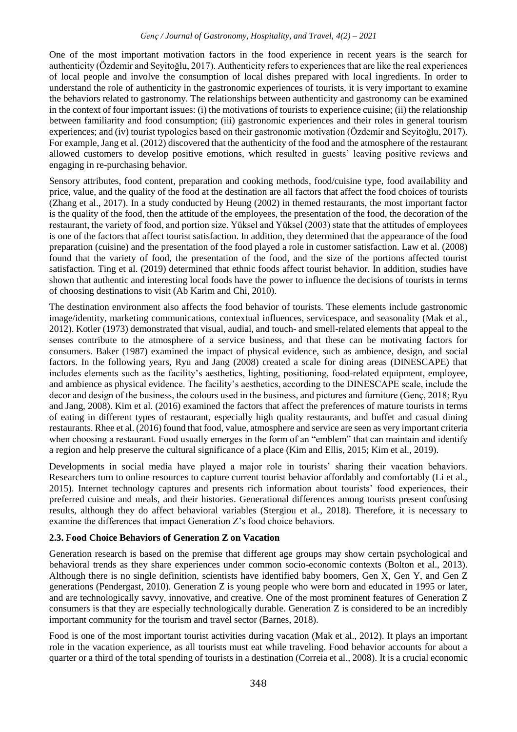One of the most important motivation factors in the food experience in recent years is the search for authenticity (Özdemir and Seyitoğlu, 2017). Authenticity refers to experiences that are like the real experiences of local people and involve the consumption of local dishes prepared with local ingredients. In order to understand the role of authenticity in the gastronomic experiences of tourists, it is very important to examine the behaviors related to gastronomy. The relationships between authenticity and gastronomy can be examined in the context of four important issues: (i) the motivations of tourists to experience cuisine; (ii) the relationship between familiarity and food consumption; (iii) gastronomic experiences and their roles in general tourism experiences; and (iv) tourist typologies based on their gastronomic motivation (Özdemir and Seyitoğlu, 2017). For example, Jang et al. (2012) discovered that the authenticity of the food and the atmosphere of the restaurant allowed customers to develop positive emotions, which resulted in guests' leaving positive reviews and engaging in re-purchasing behavior.

Sensory attributes, food content, preparation and cooking methods, food/cuisine type, food availability and price, value, and the quality of the food at the destination are all factors that affect the food choices of tourists (Zhang et al., 2017). In a study conducted by Heung (2002) in themed restaurants, the most important factor is the quality of the food, then the attitude of the employees, the presentation of the food, the decoration of the restaurant, the variety of food, and portion size. Yüksel and Yüksel (2003) state that the attitudes of employees is one of the factors that affect tourist satisfaction. In addition, they determined that the appearance of the food preparation (cuisine) and the presentation of the food played a role in customer satisfaction. Law et al. (2008) found that the variety of food, the presentation of the food, and the size of the portions affected tourist satisfaction. Ting et al. (2019) determined that ethnic foods affect tourist behavior. In addition, studies have shown that authentic and interesting local foods have the power to influence the decisions of tourists in terms of choosing destinations to visit (Ab Karim and Chi, 2010).

The destination environment also affects the food behavior of tourists. These elements include gastronomic image/identity, marketing communications, contextual influences, servicespace, and seasonality (Mak et al., 2012). Kotler (1973) demonstrated that visual, audial, and touch- and smell-related elements that appeal to the senses contribute to the atmosphere of a service business, and that these can be motivating factors for consumers. Baker (1987) examined the impact of physical evidence, such as ambience, design, and social factors. In the following years, Ryu and Jang (2008) created a scale for dining areas (DINESCAPE) that includes elements such as the facility's aesthetics, lighting, positioning, food-related equipment, employee, and ambience as physical evidence. The facility's aesthetics, according to the DINESCAPE scale, include the decor and design of the business, the colours used in the business, and pictures and furniture (Genç, 2018; Ryu and Jang, 2008). Kim et al. (2016) examined the factors that affect the preferences of mature tourists in terms of eating in different types of restaurant, especially high quality restaurants, and buffet and casual dining restaurants. Rhee et al. (2016) found that food, value, atmosphere and service are seen as very important criteria when choosing a restaurant. Food usually emerges in the form of an "emblem" that can maintain and identify a region and help preserve the cultural significance of a place (Kim and Ellis, 2015; Kim et al., 2019).

Developments in social media have played a major role in tourists' sharing their vacation behaviors. Researchers turn to online resources to capture current tourist behavior affordably and comfortably (Li et al., 2015). Internet technology captures and presents rich information about tourists' food experiences, their preferred cuisine and meals, and their histories. Generational differences among tourists present confusing results, although they do affect behavioral variables (Stergiou et al., 2018). Therefore, it is necessary to examine the differences that impact Generation Z's food choice behaviors.

### 2.3. Food Choice Behaviors of Generation Z on Vacation

Generation research is based on the premise that different age groups may show certain psychological and behavioral trends as they share experiences under common socio-economic contexts (Bolton et al., 2013). Although there is no single definition, scientists have identified baby boomers, Gen X, Gen Y, and Gen Z generations (Pendergast, 2010). Generation Z is young people who were born and educated in 1995 or later, and are technologically savvy, innovative, and creative. One of the most prominent features of Generation Z consumers is that they are especially technologically durable. Generation Z is considered to be an incredibly important community for the tourism and travel sector (Barnes, 2018).

Food is one of the most important tourist activities during vacation (Mak et al., 2012). It plays an important role in the vacation experience, as all tourists must eat while traveling. Food behavior accounts for about a quarter or a third of the total spending of tourists in a destination (Correia et al., 2008). It is a crucial economic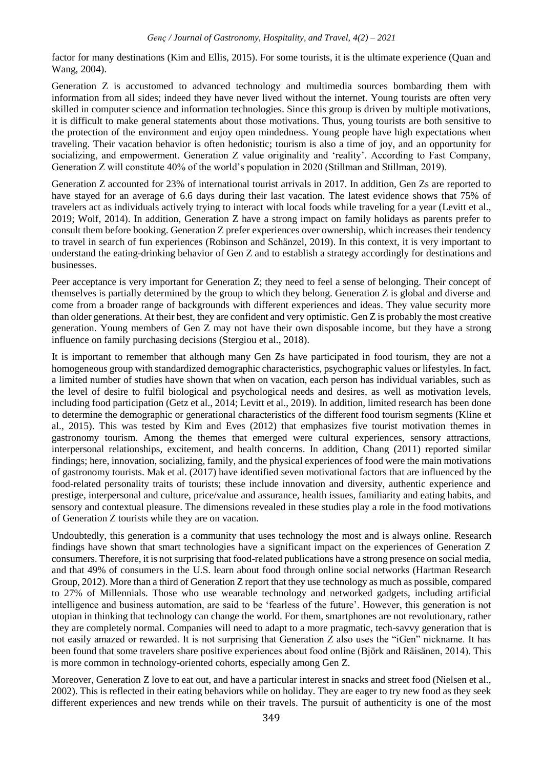factor for many destinations (Kim and Ellis, 2015). For some tourists, it is the ultimate experience (Quan and Wang, 2004).

Generation Z is accustomed to advanced technology and multimedia sources bombarding them with information from all sides; indeed they have never lived without the internet. Young tourists are often very skilled in computer science and information technologies. Since this group is driven by multiple motivations, it is difficult to make general statements about those motivations. Thus, young tourists are both sensitive to the protection of the environment and enjoy open mindedness. Young people have high expectations when traveling. Their vacation behavior is often hedonistic; tourism is also a time of joy, and an opportunity for socializing, and empowerment. Generation Z value originality and 'reality'. According to Fast Company, Generation Z will constitute 40% of the world's population in 2020 (Stillman and Stillman, 2019).

Generation Z accounted for 23% of international tourist arrivals in 2017. In addition, Gen Zs are reported to have stayed for an average of 6.6 days during their last vacation. The latest evidence shows that 75% of travelers act as individuals actively trying to interact with local foods while traveling for a year (Levitt et al., 2019; Wolf, 2014). In addition, Generation Z have a strong impact on family holidays as parents prefer to consult them before booking. Generation Z prefer experiences over ownership, which increases their tendency to travel in search of fun experiences (Robinson and Schänzel, 2019). In this context, it is very important to understand the eating-drinking behavior of Gen Z and to establish a strategy accordingly for destinations and businesses.

Peer acceptance is very important for Generation Z; they need to feel a sense of belonging. Their concept of themselves is partially determined by the group to which they belong. Generation Z is global and diverse and come from a broader range of backgrounds with different experiences and ideas. They value security more than older generations. At their best, they are confident and very optimistic. Gen Z is probably the most creative generation. Young members of Gen Z may not have their own disposable income, but they have a strong influence on family purchasing decisions (Stergiou et al., 2018).

It is important to remember that although many Gen Zs have participated in food tourism, they are not a homogeneous group with standardized demographic characteristics, psychographic values or lifestyles. In fact, a limited number of studies have shown that when on vacation, each person has individual variables, such as the level of desire to fulfil biological and psychological needs and desires, as well as motivation levels, including food participation (Getz et al., 2014; Levitt et al., 2019). In addition, limited research has been done to determine the demographic or generational characteristics of the different food tourism segments (Kline et al., 2015). This was tested by Kim and Eves (2012) that emphasizes five tourist motivation themes in gastronomy tourism. Among the themes that emerged were cultural experiences, sensory attractions, interpersonal relationships, excitement, and health concerns. In addition, Chang (2011) reported similar findings; here, innovation, socializing, family, and the physical experiences of food were the main motivations of gastronomy tourists. Mak et al. (2017) have identified seven motivational factors that are influenced by the food-related personality traits of tourists; these include innovation and diversity, authentic experience and prestige, interpersonal and culture, price/value and assurance, health issues, familiarity and eating habits, and sensory and contextual pleasure. The dimensions revealed in these studies play a role in the food motivations of Generation Z tourists while they are on vacation.

Undoubtedly, this generation is a community that uses technology the most and is always online. Research findings have shown that smart technologies have a significant impact on the experiences of Generation Z consumers. Therefore, it is not surprising that food-related publications have a strong presence on social media, and that 49% of consumers in the U.S. learn about food through online social networks (Hartman Research Group, 2012). More than a third of Generation Z report that they use technology as much as possible, compared to 27% of Millennials. Those who use wearable technology and networked gadgets, including artificial intelligence and business automation, are said to be 'fearless of the future'. However, this generation is not utopian in thinking that technology can change the world. For them, smartphones are not revolutionary, rather they are completely normal. Companies will need to adapt to a more pragmatic, tech-savvy generation that is not easily amazed or rewarded. It is not surprising that Generation Z also uses the "iGen" nickname. It has been found that some travelers share positive experiences about food online (Björk and Räisänen, 2014). This is more common in technology-oriented cohorts, especially among Gen Z.

Moreover, Generation Z love to eat out, and have a particular interest in snacks and street food (Nielsen et al., 2002). This is reflected in their eating behaviors while on holiday. They are eager to try new food as they seek different experiences and new trends while on their travels. The pursuit of authenticity is one of the most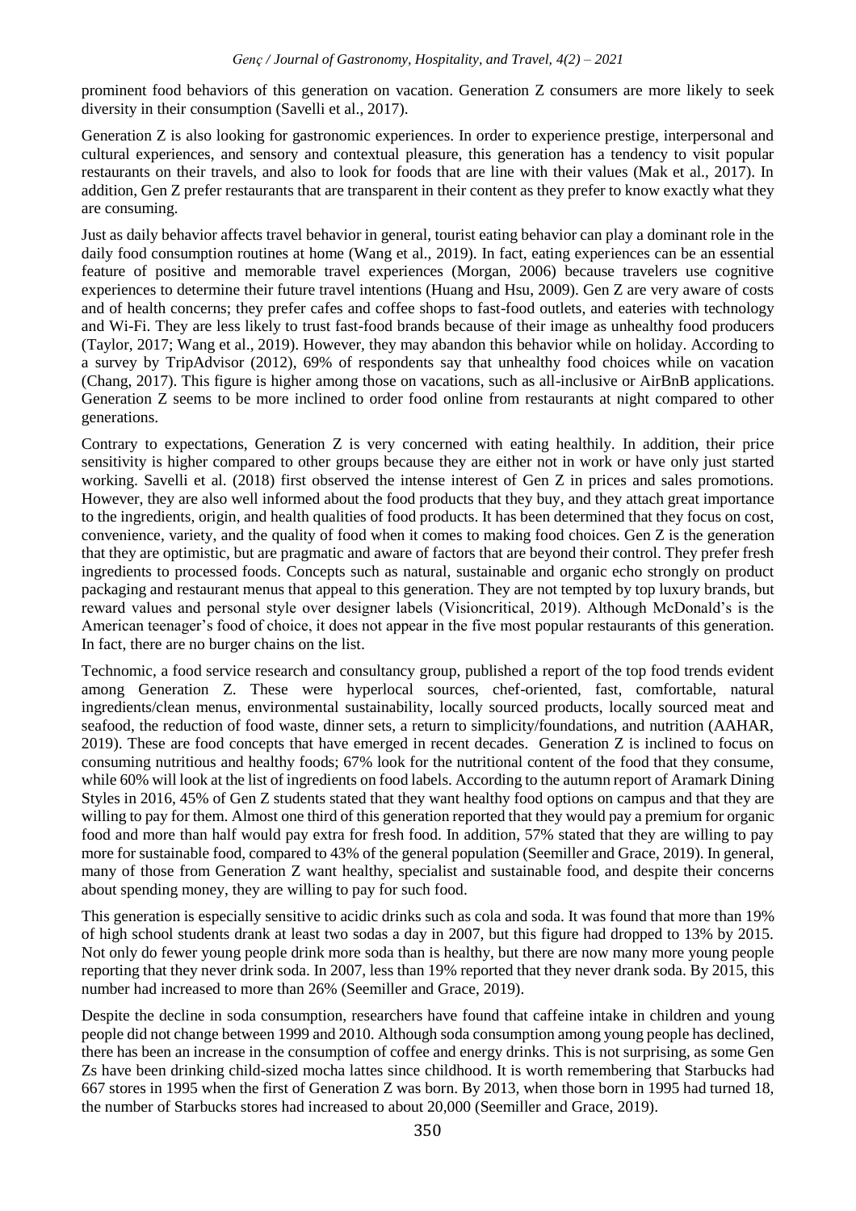prominent food behaviors of this generation on vacation. Generation Z consumers are more likely to seek diversity in their consumption (Savelli et al., 2017).

Generation Z is also looking for gastronomic experiences. In order to experience prestige, interpersonal and cultural experiences, and sensory and contextual pleasure, this generation has a tendency to visit popular restaurants on their travels, and also to look for foods that are line with their values (Mak et al., 2017). In addition, Gen Z prefer restaurants that are transparent in their content as they prefer to know exactly what they are consuming.

Just as daily behavior affects travel behavior in general, tourist eating behavior can play a dominant role in the daily food consumption routines at home (Wang et al., 2019). In fact, eating experiences can be an essential feature of positive and memorable travel experiences (Morgan, 2006) because travelers use cognitive experiences to determine their future travel intentions (Huang and Hsu, 2009). Gen Z are very aware of costs and of health concerns; they prefer cafes and coffee shops to fast-food outlets, and eateries with technology and Wi-Fi. They are less likely to trust fast-food brands because of their image as unhealthy food producers (Taylor, 2017; Wang et al., 2019). However, they may abandon this behavior while on holiday. According to a survey by TripAdvisor (2012), 69% of respondents say that unhealthy food choices while on vacation (Chang, 2017). This figure is higher among those on vacations, such as all-inclusive or AirBnB applications. Generation Z seems to be more inclined to order food online from restaurants at night compared to other generations.

Contrary to expectations, Generation Z is very concerned with eating healthily. In addition, their price sensitivity is higher compared to other groups because they are either not in work or have only just started working. Savelli et al. (2018) first observed the intense interest of Gen Z in prices and sales promotions. However, they are also well informed about the food products that they buy, and they attach great importance to the ingredients, origin, and health qualities of food products. It has been determined that they focus on cost, convenience, variety, and the quality of food when it comes to making food choices. Gen Z is the generation that they are optimistic, but are pragmatic and aware of factors that are beyond their control. They prefer fresh ingredients to processed foods. Concepts such as natural, sustainable and organic echo strongly on product packaging and restaurant menus that appeal to this generation. They are not tempted by top luxury brands, but reward values and personal style over designer labels (Visioncritical, 2019). Although McDonald's is the American teenager's food of choice, it does not appear in the five most popular restaurants of this generation. In fact, there are no burger chains on the list.

Technomic, a food service research and consultancy group, published a report of the top food trends evident among Generation Z. These were hyperlocal sources, chef-oriented, fast, comfortable, natural ingredients/clean menus, environmental sustainability, locally sourced products, locally sourced meat and seafood, the reduction of food waste, dinner sets, a return to simplicity/foundations, and nutrition (AAHAR, 2019). These are food concepts that have emerged in recent decades. Generation Z is inclined to focus on consuming nutritious and healthy foods; 67% look for the nutritional content of the food that they consume, while 60% will look at the list of ingredients on food labels. According to the autumn report of Aramark Dining Styles in 2016, 45% of Gen Z students stated that they want healthy food options on campus and that they are willing to pay for them. Almost one third of this generation reported that they would pay a premium for organic food and more than half would pay extra for fresh food. In addition, 57% stated that they are willing to pay more for sustainable food, compared to 43% of the general population (Seemiller and Grace, 2019). In general, many of those from Generation Z want healthy, specialist and sustainable food, and despite their concerns about spending money, they are willing to pay for such food.

This generation is especially sensitive to acidic drinks such as cola and soda. It was found that more than 19% of high school students drank at least two sodas a day in 2007, but this figure had dropped to 13% by 2015. Not only do fewer young people drink more soda than is healthy, but there are now many more young people reporting that they never drink soda. In 2007, less than 19% reported that they never drank soda. By 2015, this number had increased to more than 26% (Seemiller and Grace, 2019).

Despite the decline in soda consumption, researchers have found that caffeine intake in children and young people did not change between 1999 and 2010. Although soda consumption among young people has declined, there has been an increase in the consumption of coffee and energy drinks. This is not surprising, as some Gen Zs have been drinking child-sized mocha lattes since childhood. It is worth remembering that Starbucks had 667 stores in 1995 when the first of Generation Z was born. By 2013, when those born in 1995 had turned 18, the number of Starbucks stores had increased to about 20,000 (Seemiller and Grace, 2019).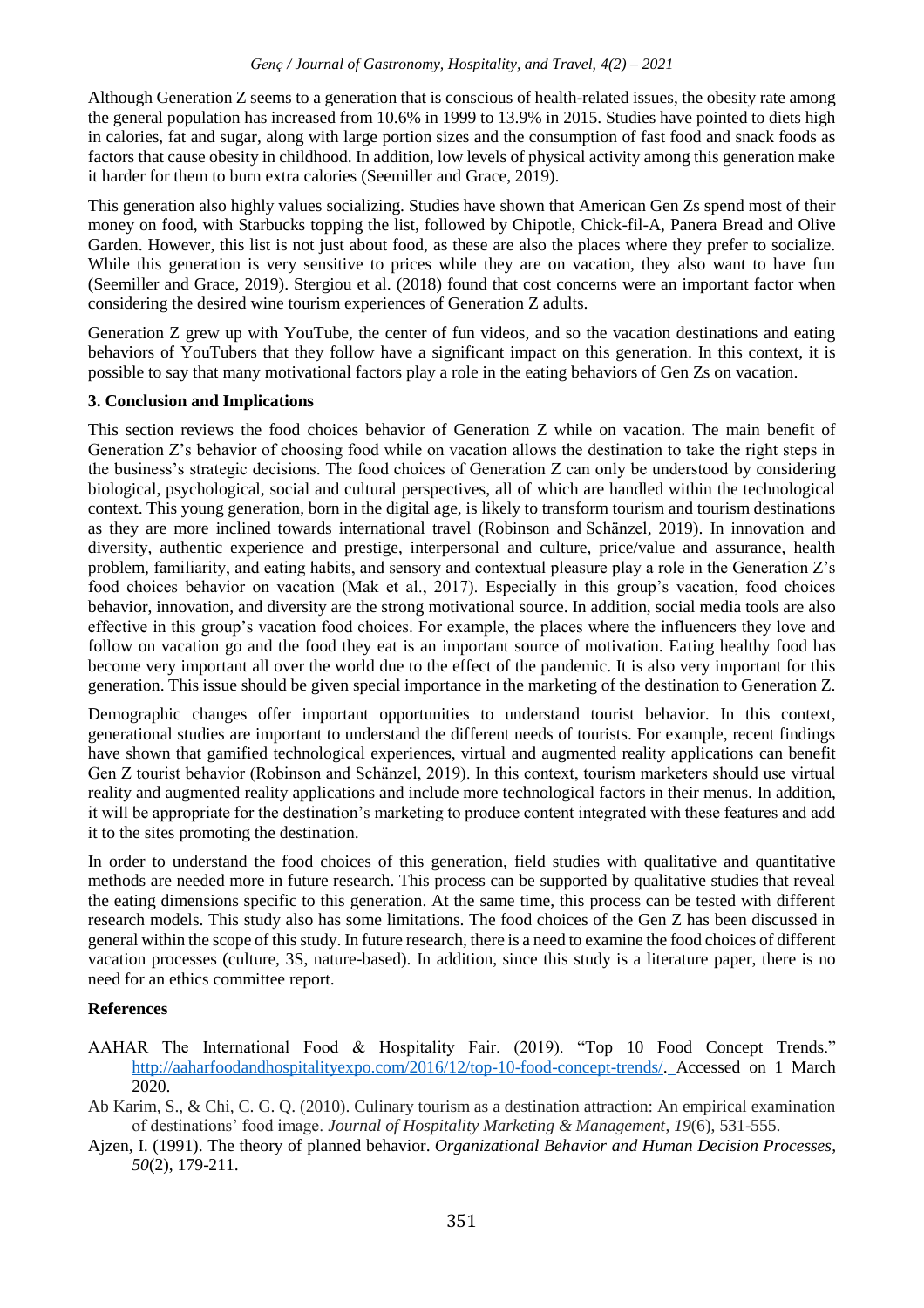Although Generation Z seems to a generation that is conscious of health-related issues, the obesity rate among the general population has increased from 10.6% in 1999 to 13.9% in 2015. Studies have pointed to diets high in calories, fat and sugar, along with large portion sizes and the consumption of fast food and snack foods as factors that cause obesity in childhood. In addition, low levels of physical activity among this generation make it harder for them to burn extra calories (Seemiller and Grace, 2019).

This generation also highly values socializing. Studies have shown that American Gen Zs spend most of their money on food, with Starbucks topping the list, followed by Chipotle, Chick-fil-A, Panera Bread and Olive Garden. However, this list is not just about food, as these are also the places where they prefer to socialize. While this generation is very sensitive to prices while they are on vacation, they also want to have fun (Seemiller and Grace, 2019). Stergiou et al. (2018) found that cost concerns were an important factor when considering the desired wine tourism experiences of Generation Z adults.

Generation Z grew up with YouTube, the center of fun videos, and so the vacation destinations and eating behaviors of YouTubers that they follow have a significant impact on this generation. In this context, it is possible to say that many motivational factors play a role in the eating behaviors of Gen Zs on vacation.

### 3. Conclusion and Implications

This section reviews the food choices behavior of Generation Z while on vacation. The main benefit of Generation Z's behavior of choosing food while on vacation allows the destination to take the right steps in the business's strategic decisions. The food choices of Generation Z can only be understood by considering biological, psychological, social and cultural perspectives, all of which are handled within the technological context. This young generation, born in the digital age, is likely to transform tourism and tourism destinations as they are more inclined towards international travel (Robinson and Schänzel, 2019). In innovation and diversity, authentic experience and prestige, interpersonal and culture, price/value and assurance, health problem, familiarity, and eating habits, and sensory and contextual pleasure play a role in the Generation Z's food choices behavior on vacation (Mak et al., 2017). Especially in this group's vacation, food choices behavior, innovation, and diversity are the strong motivational source. In addition, social media tools are also effective in this group's vacation food choices. For example, the places where the influencers they love and follow on vacation go and the food they eat is an important source of motivation. Eating healthy food has become very important all over the world due to the effect of the pandemic. It is also very important for this generation. This issue should be given special importance in the marketing of the destination to Generation Z.

Demographic changes offer important opportunities to understand tourist behavior. In this context, generational studies are important to understand the different needs of tourists. For example, recent findings have shown that gamified technological experiences, virtual and augmented reality applications can benefit Gen Z tourist behavior (Robinson and Schänzel, 2019). In this context, tourism marketers should use virtual reality and augmented reality applications and include more technological factors in their menus. In addition, it will be appropriate for the destination's marketing to produce content integrated with these features and add it to the sites promoting the destination.

In order to understand the food choices of this generation, field studies with qualitative and quantitative methods are needed more in future research. This process can be supported by qualitative studies that reveal the eating dimensions specific to this generation. At the same time, this process can be tested with different research models. This study also has some limitations. The food choices of the Gen Z has been discussed in general within the scope of this study. In future research, there is a need to examine the food choices of different vacation processes (culture, 3S, nature-based). In addition, since this study is a literature paper, there is no need for an ethics committee report.

### References

AAHAR The International Food & Hospitality Fair. (2019). "Top 10 Food Concept Trends." http://aaharfoodandhospitalityexpo.com/2016/12/top-10-food-concept-trends/. Accessed on 1 March 2020.

Ab Karim, S., & Chi, C. G. Q. (2010). Culinary tourism as a destination attraction: An empirical examination of destinations' food image. *Journal of Hospitality Marketing & Management*, *19*(6), 531-555.

Ajzen, I. (1991). The theory of planned behavior. *Organizational Behavior and Human Decision Processes*, *50*(2), 179-211.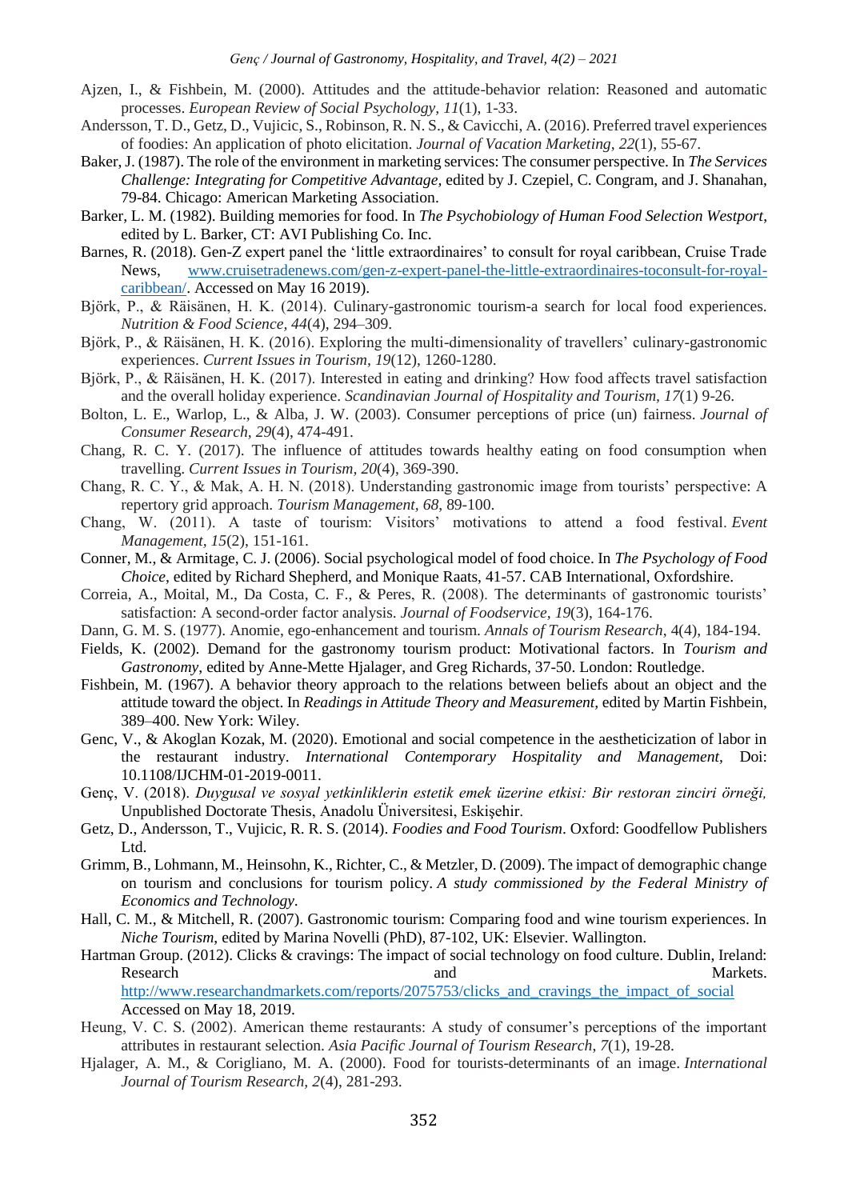Ajzen, I., & Fishbein, M. (2000). Attitudes and the attitude-behavior relation: Reasoned and automatic processes. *European Review of Social Psychology*, *11*(1), 1-33.

Andersson, T. D., Getz, D., Vujicic, S., Robinson, R. N. S., & Cavicchi, A. (2016). Preferred travel experiences of foodies: An application of photo elicitation. *Journal of Vacation Marketing*, *22*(1), 55-67.

Baker, J. (1987). The role of the environment in marketing services: The consumer perspective. In *The Services Challenge: Integrating for Competitive Advantage*, edited by J. Czepiel, C. Congram, and J. Shanahan, 79-84. Chicago: American Marketing Association.

Barker, L. M. (1982). Building memories for food. In *The Psychobiology of Human Food Selection Westport*, edited by L. Barker, CT: AVI Publishing Co. Inc.

Barnes, R. (2018). Gen-Z expert panel the 'little extraordinaires' to consult for royal caribbean, Cruise Trade News, www.cruisetradenews.com/gen-z-expert-panel-the-little-extraordinaires-toconsult-for-royal-caribbean/. Accessed on May 16 2019).

Björk, P., & Räisänen, H. K. (2014). Culinary-gastronomic tourism-a search for local food experiences. *Nutrition & Food Science, 44*(4), 294–309.

Björk, P., & Räisänen, H. K. (2016). Exploring the multi-dimensionality of travellers' culinary-gastronomic experiences. *Current Issues in Tourism, 19*(12), 1260-1280.

Björk, P., & Räisänen, H. K. (2017). Interested in eating and drinking? How food affects travel satisfaction and the overall holiday experience. *Scandinavian Journal of Hospitality and Tourism, 17*(1) 9-26.

Bolton, L. E., Warlop, L., & Alba, J. W. (2003). Consumer perceptions of price (un) fairness. *Journal of Consumer Research*, *29*(4), 474-491.

Chang, R. C. Y. (2017). The influence of attitudes towards healthy eating on food consumption when travelling. *Current Issues in Tourism, 20*(4), 369-390.

Chang, R. C. Y., & Mak, A. H. N. (2018). Understanding gastronomic image from tourists' perspective: A repertory grid approach. *Tourism Management*, *68*, 89-100.

Chang, W. (2011). A taste of tourism: Visitors' motivations to attend a food festival. *Event Management*, *15*(2), 151-161.

Conner, M., & Armitage, C. J. (2006). Social psychological model of food choice. In *The Psychology of Food Choice*, edited by Richard Shepherd, and Monique Raats, 41-57. CAB International, Oxfordshire.

Correia, A., Moital, M., Da Costa, C. F., & Peres, R. (2008). The determinants of gastronomic tourists' satisfaction: A second-order factor analysis. *Journal of Foodservice*, *19*(3), 164-176.

Dann, G. M. S. (1977). Anomie, ego-enhancement and tourism. *Annals of Tourism Research*, 4(4), 184-194.

Fields, K. (2002). Demand for the gastronomy tourism product: Motivational factors. In *Tourism and Gastronomy*, edited by Anne-Mette Hjalager, and Greg Richards, 37-50. London: Routledge.

Fishbein, M. (1967). A behavior theory approach to the relations between beliefs about an object and the attitude toward the object. In *Readings in Attitude Theory and Measurement*, edited by Martin Fishbein, 389–400. New York: Wiley.

Genc, V., & Akoglan Kozak, M. (2020). Emotional and social competence in the aestheticization of labor in the restaurant industry. *International Contemporary Hospitality and Management*, Doi: 10.1108/IJCHM-01-2019-0011.

Genç, V. (2018). *Duygusal ve sosyal yetkinliklerin estetik emek üzerine etkisi: Bir restoran zinciri örneği,* Unpublished Doctorate Thesis, Anadolu Üniversitesi, Eskişehir.

Getz, D., Andersson, T., Vujicic, R. R. S. (2014). *Foodies and Food Tourism*. Oxford: Goodfellow Publishers Ltd.

Grimm, B., Lohmann, M., Heinsohn, K., Richter, C., & Metzler, D. (2009). The impact of demographic change on tourism and conclusions for tourism policy. *A study commissioned by the Federal Ministry of Economics and Technology.*

Hall, C. M., & Mitchell, R. (2007). Gastronomic tourism: Comparing food and wine tourism experiences. In *Niche Tourism*, edited by Marina Novelli (PhD), 87-102, UK: Elsevier. Wallington.

Hartman Group. (2012). Clicks & cravings: The impact of social technology on food culture. Dublin, Ireland: Research and Markets. http://www.researchandmarkets.com/reports/2075753/clicks_and_cravings_the_impact_of_social Accessed on May 18, 2019.

Heung, V. C. S. (2002). American theme restaurants: A study of consumer's perceptions of the important attributes in restaurant selection. *Asia Pacific Journal of Tourism Research*, *7*(1), 19-28.

Hjalager, A. M., & Corigliano, M. A. (2000). Food for tourists-determinants of an image. *International Journal of Tourism Research*, *2*(4), 281-293.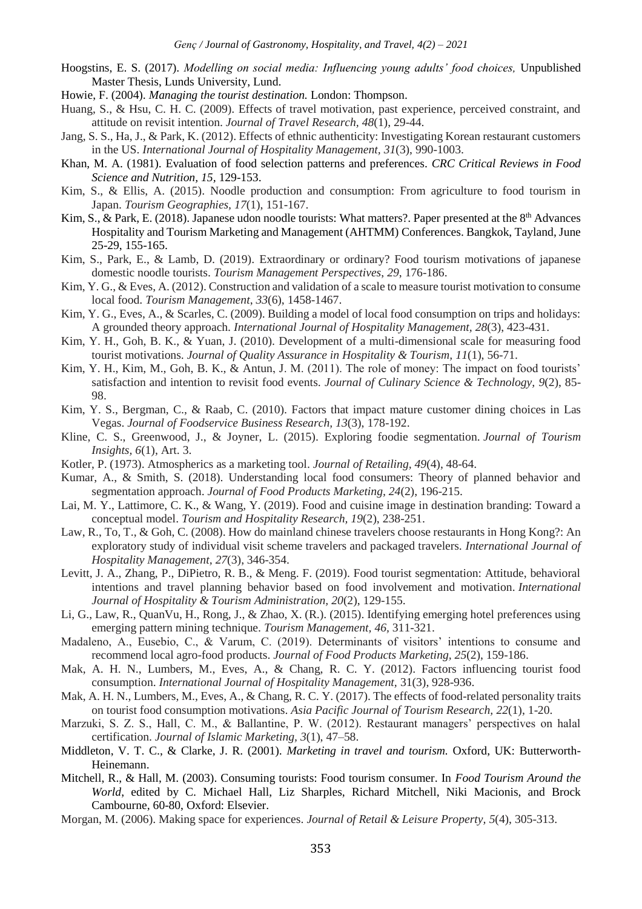Hoogstins, E. S. (2017). *Modelling on social media: Influencing young adults' food choices,* Unpublished Master Thesis, Lunds University, Lund.

Howie, F. (2004). *Managing the tourist destination.* London: Thompson.

Huang, S., & Hsu, C. H. C. (2009). Effects of travel motivation, past experience, perceived constraint, and attitude on revisit intention. *Journal of Travel Research, 48*(1), 29-44.

Jang, S. S., Ha, J., & Park, K. (2012). Effects of ethnic authenticity: Investigating Korean restaurant customers in the US. *International Journal of Hospitality Management, 31*(3), 990-1003.

Khan, M. A. (1981). Evaluation of food selection patterns and preferences. *CRC Critical Reviews in Food Science and Nutrition, 15*, 129-153.

Kim, S., & Ellis, A. (2015). Noodle production and consumption: From agriculture to food tourism in Japan. *Tourism Geographies, 17*(1), 151-167.

Kim, S., & Park, E. (2018). Japanese udon noodle tourists: What matters?. Paper presented at the 8th Advances Hospitality and Tourism Marketing and Management (AHTMM) Conferences. Bangkok, Tayland, June 25-29, 155-165.

Kim, S., Park, E., & Lamb, D. (2019). Extraordinary or ordinary? Food tourism motivations of japanese domestic noodle tourists. *Tourism Management Perspectives, 29*, 176-186.

Kim, Y. G., & Eves, A. (2012). Construction and validation of a scale to measure tourist motivation to consume local food. *Tourism Management, 33*(6), 1458-1467.

Kim, Y. G., Eves, A., & Scarles, C. (2009). Building a model of local food consumption on trips and holidays: A grounded theory approach. *International Journal of Hospitality Management, 28*(3), 423-431.

Kim, Y. H., Goh, B. K., & Yuan, J. (2010). Development of a multi-dimensional scale for measuring food tourist motivations. *Journal of Quality Assurance in Hospitality & Tourism, 11*(1), 56-71.

Kim, Y. H., Kim, M., Goh, B. K., & Antun, J. M. (2011). The role of money: The impact on food tourists' satisfaction and intention to revisit food events. *Journal of Culinary Science & Technology, 9*(2), 85-98.

Kim, Y. S., Bergman, C., & Raab, C. (2010). Factors that impact mature customer dining choices in Las Vegas. *Journal of Foodservice Business Research, 13*(3), 178-192.

Kline, C. S., Greenwood, J., & Joyner, L. (2015). Exploring foodie segmentation. *Journal of Tourism Insights, 6*(1), Art. 3.

Kotler, P. (1973). Atmospherics as a marketing tool. *Journal of Retailing, 49*(4), 48-64.

Kumar, A., & Smith, S. (2018). Understanding local food consumers: Theory of planned behavior and segmentation approach. *Journal of Food Products Marketing, 24*(2), 196-215.

Lai, M. Y., Lattimore, C. K., & Wang, Y. (2019). Food and cuisine image in destination branding: Toward a conceptual model. *Tourism and Hospitality Research, 19*(2), 238-251.

Law, R., To, T., & Goh, C. (2008). How do mainland chinese travelers choose restaurants in Hong Kong?: An exploratory study of individual visit scheme travelers and packaged travelers. *International Journal of Hospitality Management, 27*(3), 346-354.

Levitt, J. A., Zhang, P., DiPietro, R. B., & Meng. F. (2019). Food tourist segmentation: Attitude, behavioral intentions and travel planning behavior based on food involvement and motivation. *International Journal of Hospitality & Tourism Administration, 20*(2), 129-155.

Li, G., Law, R., QuanVu, H., Rong, J., & Zhao, X. (R.). (2015). Identifying emerging hotel preferences using emerging pattern mining technique. *Tourism Management, 46*, 311-321.

Madaleno, A., Eusebio, C., & Varum, C. (2019). Determinants of visitors' intentions to consume and recommend local agro-food products. *Journal of Food Products Marketing, 25*(2), 159-186.

Mak, A. H. N., Lumbers, M., Eves, A., & Chang, R. C. Y. (2012). Factors influencing tourist food consumption. *International Journal of Hospitality Management,* 31(3), 928-936.

Mak, A. H. N., Lumbers, M., Eves, A., & Chang, R. C. Y. (2017). The effects of food-related personality traits on tourist food consumption motivations. *Asia Pacific Journal of Tourism Research, 22*(1), 1-20.

Marzuki, S. Z. S., Hall, C. M., & Ballantine, P. W. (2012). Restaurant managers' perspectives on halal certification. *Journal of Islamic Marketing, 3*(1), 47–58.

Middleton, V. T. C., & Clarke, J. R. (2001). *Marketing in travel and tourism.* Oxford, UK: Butterworth-Heinemann.

Mitchell, R., & Hall, M. (2003). Consuming tourists: Food tourism consumer. In *Food Tourism Around the World*, edited by C. Michael Hall, Liz Sharples, Richard Mitchell, Niki Macionis, and Brock Cambourne, 60-80, Oxford: Elsevier.

Morgan, M. (2006). Making space for experiences. *Journal of Retail & Leisure Property, 5*(4), 305-313.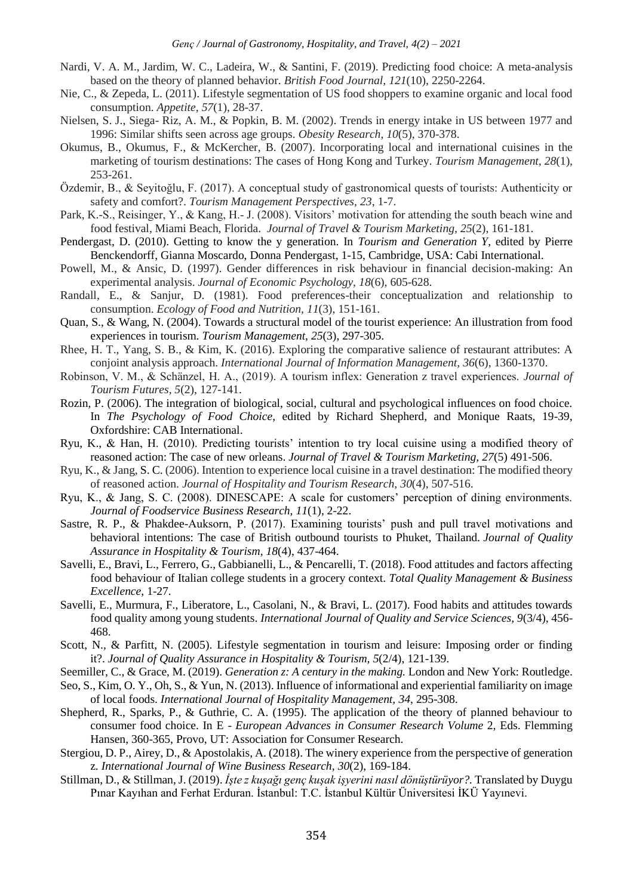Nardi, V. A. M., Jardim, W. C., Ladeira, W., & Santini, F. (2019). Predicting food choice: A meta-analysis based on the theory of planned behavior. *British Food Journal, 121*(10), 2250-2264.

Nie, C., & Zepeda, L. (2011). Lifestyle segmentation of US food shoppers to examine organic and local food consumption. *Appetite, 57*(1), 28-37.

Nielsen, S. J., Siega- Riz, A. M., & Popkin, B. M. (2002). Trends in energy intake in US between 1977 and 1996: Similar shifts seen across age groups. *Obesity Research, 10*(5), 370-378.

Okumus, B., Okumus, F., & McKercher, B. (2007). Incorporating local and international cuisines in the marketing of tourism destinations: The cases of Hong Kong and Turkey. *Tourism Management, 28*(1), 253-261.

Özdemir, B., & Seyitoğlu, F. (2017). A conceptual study of gastronomical quests of tourists: Authenticity or safety and comfort?. *Tourism Management Perspectives, 23*, 1-7.

Park, K.-S., Reisinger, Y., & Kang, H.- J. (2008). Visitors' motivation for attending the south beach wine and food festival, Miami Beach, Florida. *Journal of Travel & Tourism Marketing, 25*(2), 161-181.

Pendergast, D. (2010). Getting to know the y generation. In *Tourism and Generation Y*, edited by Pierre Benckendorff, Gianna Moscardo, Donna Pendergast, 1-15, Cambridge, USA: Cabi International.

Powell, M., & Ansic, D. (1997). Gender differences in risk behaviour in financial decision-making: An experimental analysis. *Journal of Economic Psychology, 18*(6), 605-628.

Randall, E., & Sanjur, D. (1981). Food preferences-their conceptualization and relationship to consumption. *Ecology of Food and Nutrition, 11*(3), 151-161.

Quan, S., & Wang, N. (2004). Towards a structural model of the tourist experience: An illustration from food experiences in tourism. *Tourism Management, 25*(3), 297-305.

Rhee, H. T., Yang, S. B., & Kim, K. (2016). Exploring the comparative salience of restaurant attributes: A conjoint analysis approach. *International Journal of Information Management, 36*(6), 1360-1370.

Robinson, V. M., & Schänzel, H. A., (2019). A tourism inflex: Generation z travel experiences. *Journal of Tourism Futures, 5*(2), 127-141.

Rozin, P. (2006). The integration of biological, social, cultural and psychological influences on food choice. In *The Psychology of Food Choice*, edited by Richard Shepherd, and Monique Raats, 19-39, Oxfordshire: CAB International.

Ryu, K., & Han, H. (2010). Predicting tourists' intention to try local cuisine using a modified theory of reasoned action: The case of new orleans. *Journal of Travel & Tourism Marketing, 27*(5) 491-506.

Ryu, K., & Jang, S. C. (2006). Intention to experience local cuisine in a travel destination: The modified theory of reasoned action. *Journal of Hospitality and Tourism Research, 30*(4), 507-516.

Ryu, K., & Jang, S. C. (2008). DINESCAPE: A scale for customers' perception of dining environments. *Journal of Foodservice Business Research, 11*(1), 2-22.

Sastre, R. P., & Phakdee-Auksorn, P. (2017). Examining tourists' push and pull travel motivations and behavioral intentions: The case of British outbound tourists to Phuket, Thailand. *Journal of Quality Assurance in Hospitality & Tourism, 18*(4), 437-464.

Savelli, E., Bravi, L., Ferrero, G., Gabbianelli, L., & Pencarelli, T. (2018). Food attitudes and factors affecting food behaviour of Italian college students in a grocery context. *Total Quality Management & Business Excellence*, 1-27.

Savelli, E., Murmura, F., Liberatore, L., Casolani, N., & Bravi, L. (2017). Food habits and attitudes towards food quality among young students. *International Journal of Quality and Service Sciences, 9*(3/4), 456-468.

Scott, N., & Parfitt, N. (2005). Lifestyle segmentation in tourism and leisure: Imposing order or finding it?. *Journal of Quality Assurance in Hospitality & Tourism, 5*(2/4), 121-139.

Seemiller, C., & Grace, M. (2019). *Generation z: A century in the making.* London and New York: Routledge.

Seo, S., Kim, O. Y., Oh, S., & Yun, N. (2013). Influence of informational and experiential familiarity on image of local foods. *International Journal of Hospitality Management, 34*, 295-308.

Shepherd, R., Sparks, P., & Guthrie, C. A. (1995). The application of the theory of planned behaviour to consumer food choice. In E - *European Advances in Consumer Research Volume* 2, Eds. Flemming Hansen, 360-365, Provo, UT: Association for Consumer Research.

Stergiou, D. P., Airey, D., & Apostolakis, A. (2018). The winery experience from the perspective of generation z. *International Journal of Wine Business Research, 30*(2), 169-184.

Stillman, D., & Stillman, J. (2019). *İşte z kuşağı genç kuşak işyerini nasıl dönüştürüyor?*. Translated by Duygu Pınar Kayıhan and Ferhat Erduran. İstanbul: T.C. İstanbul Kültür Üniversitesi İKÜ Yayınevi.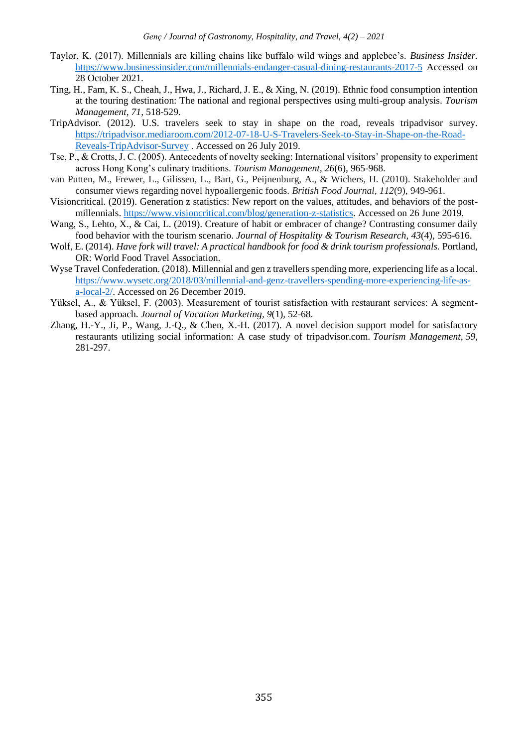Taylor, K. (2017). Millennials are killing chains like buffalo wild wings and applebee's. *Business Insider.* https://www.businessinsider.com/millennials-endanger-casual-dining-restaurants-2017-5 Accessed on 28 October 2021.

Ting, H., Fam, K. S., Cheah, J., Hwa, J., Richard, J. E., & Xing, N. (2019). Ethnic food consumption intention at the touring destination: The national and regional perspectives using multi-group analysis. *Tourism Management*, *71*, 518-529.

TripAdvisor. (2012). U.S. travelers seek to stay in shape on the road, reveals tripadvisor survey. https://tripadvisor.mediaroom.com/2012-07-18-U-S-Travelers-Seek-to-Stay-in-Shape-on-the-Road-Reveals-TripAdvisor-Survey . Accessed on 26 July 2019.

Tse, P., & Crotts, J. C. (2005). Antecedents of novelty seeking: International visitors' propensity to experiment across Hong Kong's culinary traditions. *Tourism Management*, *26*(6), 965-968.

van Putten, M., Frewer, L., Gilissen, L., Bart, G., Peijnenburg, A., & Wichers, H. (2010). Stakeholder and consumer views regarding novel hypoallergenic foods. *British Food Journal*, *112*(9), 949-961.

Visioncritical. (2019). Generation z statistics: New report on the values, attitudes, and behaviors of the post-millennials. https://www.visioncritical.com/blog/generation-z-statistics. Accessed on 26 June 2019.

Wang, S., Lehto, X., & Cai, L. (2019). Creature of habit or embracer of change? Contrasting consumer daily food behavior with the tourism scenario. *Journal of Hospitality & Tourism Research*, *43*(4), 595-616.

Wolf, E. (2014). *Have fork will travel: A practical handbook for food & drink tourism professionals.* Portland, OR: World Food Travel Association.

Wyse Travel Confederation. (2018). Millennial and gen z travellers spending more, experiencing life as a local. https://www.wysetc.org/2018/03/millennial-and-genz-travellers-spending-more-experiencing-life-as-a-local-2/. Accessed on 26 December 2019.

Yüksel, A., & Yüksel, F. (2003). Measurement of tourist satisfaction with restaurant services: A segment-based approach. *Journal of Vacation Marketing*, *9*(1), 52-68.

Zhang, H.-Y., Ji, P., Wang, J.-Q., & Chen, X.-H. (2017). A novel decision support model for satisfactory restaurants utilizing social information: A case study of tripadvisor.com. *Tourism Management*, *59*, 281-297.